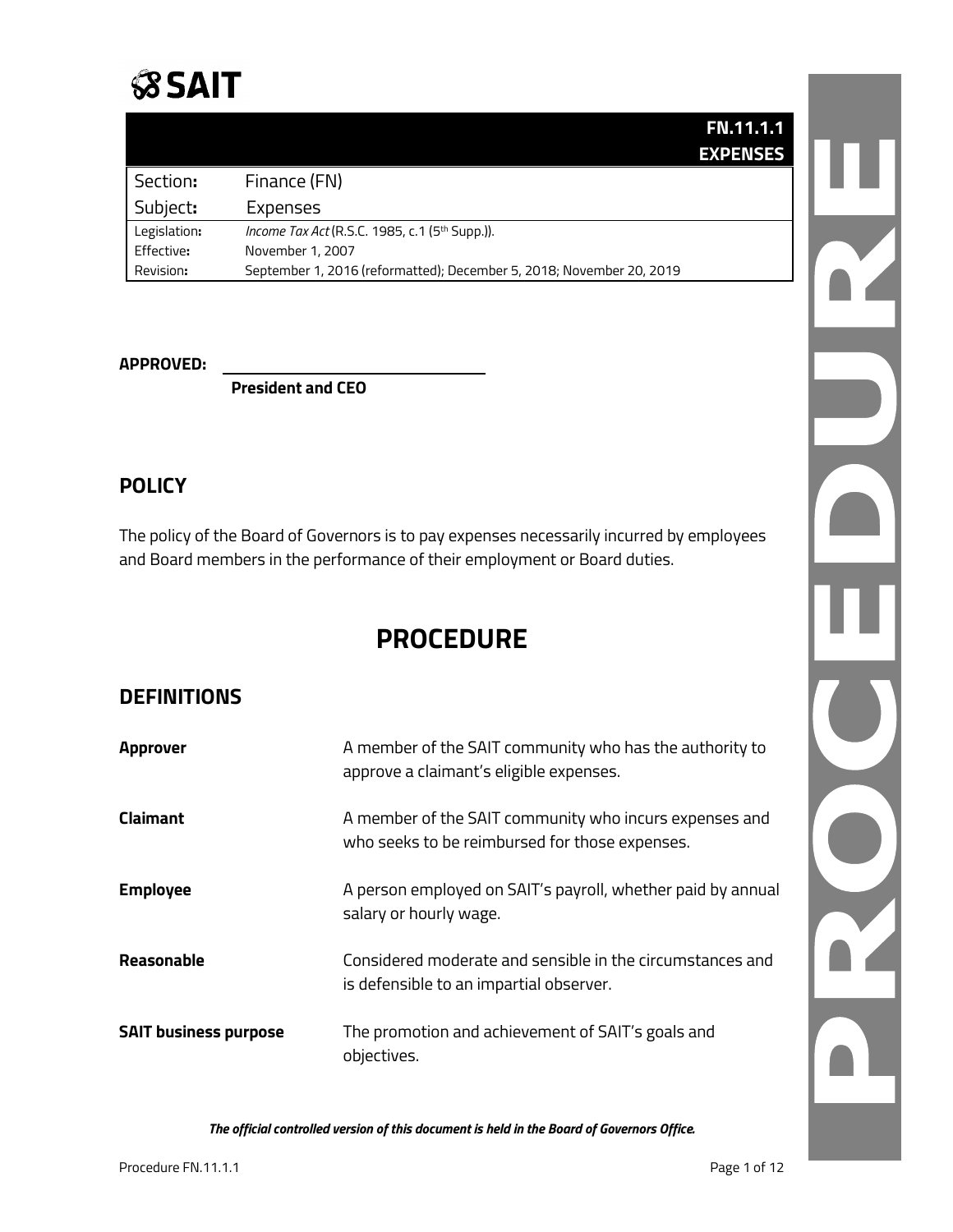# SAIT

| | **FN.11.1.1 EXPENSES** |
|---|---|
| Section: | Finance (FN) |
| Subject: | Expenses |
| Legislation: | *Income Tax Act* (R.S.C. 1985, c.1 (5th Supp.)). |
| Effective: | November 1, 2007 |
| Revision: | September 1, 2016 (reformatted); December 5, 2018; November 20, 2019 |

**APPROVED:** ______________________________

**President and CEO**

## POLICY

The policy of the Board of Governors is to pay expenses necessarily incurred by employees and Board members in the performance of their employment or Board duties.

# PROCEDURE

## DEFINITIONS

| | |
|---|---|
| **Approver** | A member of the SAIT community who has the authority to approve a claimant's eligible expenses. |
| **Claimant** | A member of the SAIT community who incurs expenses and who seeks to be reimbursed for those expenses. |
| **Employee** | A person employed on SAIT's payroll, whether paid by annual salary or hourly wage. |
| **Reasonable** | Considered moderate and sensible in the circumstances and is defensible to an impartial observer. |
| **SAIT business purpose** | The promotion and achievement of SAIT's goals and objectives. |

***The official controlled version of this document is held in the Board of Governors Office.***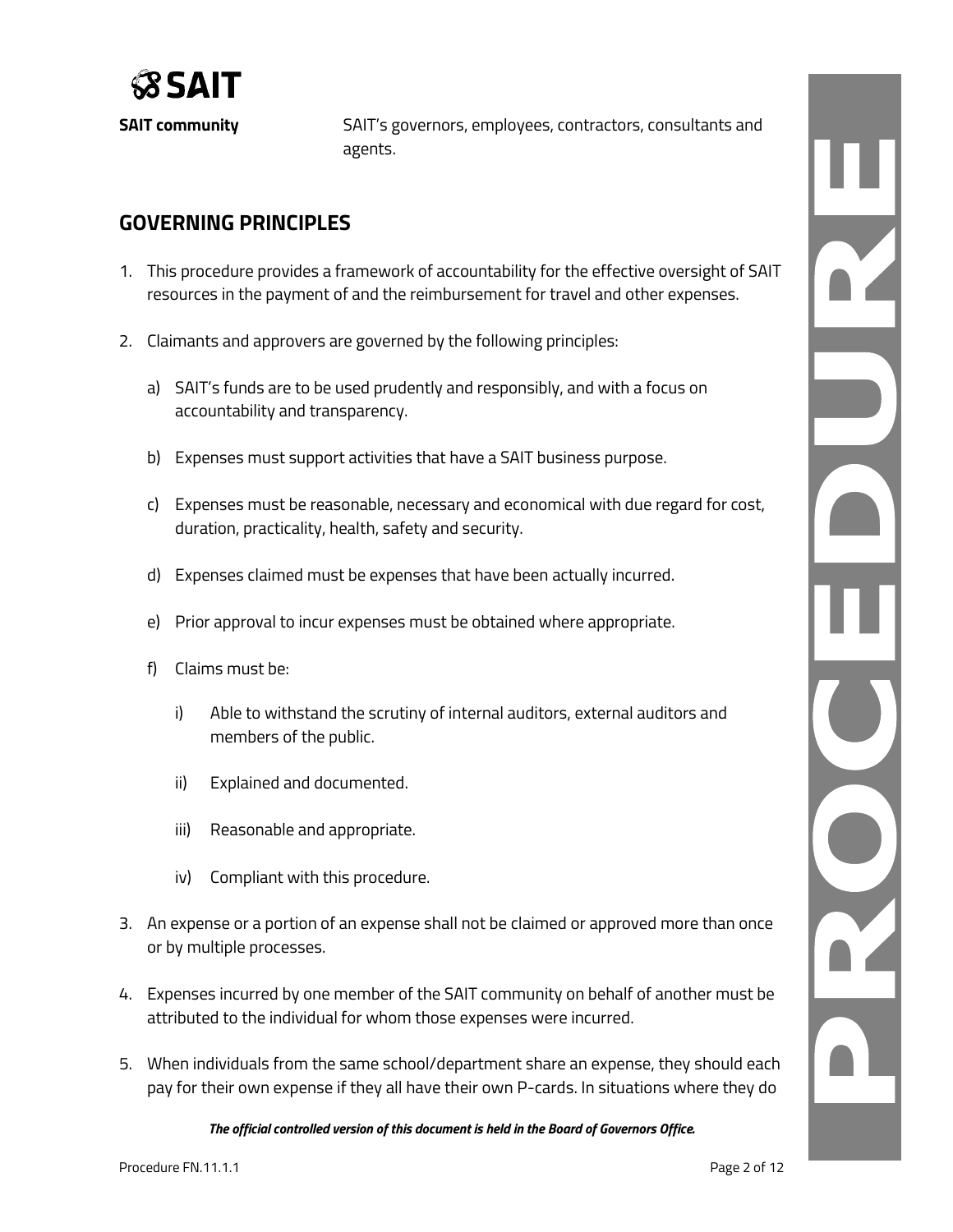**SAIT community** SAIT's governors, employees, contractors, consultants and agents.

## GOVERNING PRINCIPLES

1. This procedure provides a framework of accountability for the effective oversight of SAIT resources in the payment of and the reimbursement for travel and other expenses.

2. Claimants and approvers are governed by the following principles:

   a) SAIT's funds are to be used prudently and responsibly, and with a focus on accountability and transparency.

   b) Expenses must support activities that have a SAIT business purpose.

   c) Expenses must be reasonable, necessary and economical with due regard for cost, duration, practicality, health, safety and security.

   d) Expenses claimed must be expenses that have been actually incurred.

   e) Prior approval to incur expenses must be obtained where appropriate.

   f) Claims must be:

      i) Able to withstand the scrutiny of internal auditors, external auditors and members of the public.

      ii) Explained and documented.

      iii) Reasonable and appropriate.

      iv) Compliant with this procedure.

3. An expense or a portion of an expense shall not be claimed or approved more than once or by multiple processes.

4. Expenses incurred by one member of the SAIT community on behalf of another must be attributed to the individual for whom those expenses were incurred.

5. When individuals from the same school/department share an expense, they should each pay for their own expense if they all have their own P-cards. In situations where they do

*The official controlled version of this document is held in the Board of Governors Office.*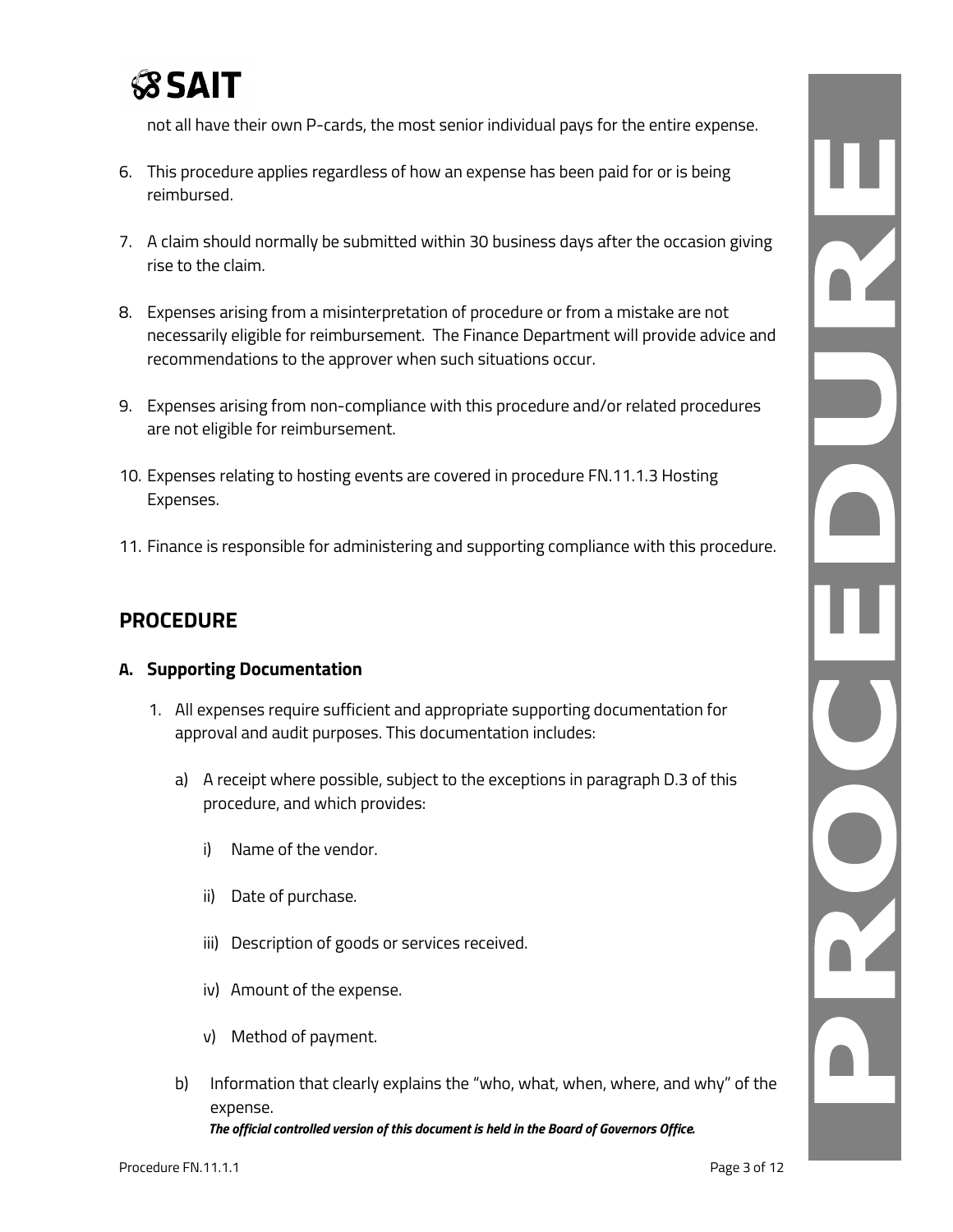not all have their own P-cards, the most senior individual pays for the entire expense.

6. This procedure applies regardless of how an expense has been paid for or is being reimbursed.

7. A claim should normally be submitted within 30 business days after the occasion giving rise to the claim.

8. Expenses arising from a misinterpretation of procedure or from a mistake are not necessarily eligible for reimbursement. The Finance Department will provide advice and recommendations to the approver when such situations occur.

9. Expenses arising from non-compliance with this procedure and/or related procedures are not eligible for reimbursement.

10. Expenses relating to hosting events are covered in procedure FN.11.1.3 Hosting Expenses.

11. Finance is responsible for administering and supporting compliance with this procedure.

## PROCEDURE

### A. Supporting Documentation

1. All expenses require sufficient and appropriate supporting documentation for approval and audit purposes. This documentation includes:

   a) A receipt where possible, subject to the exceptions in paragraph D.3 of this procedure, and which provides:

      i) Name of the vendor.

      ii) Date of purchase.

      iii) Description of goods or services received.

      iv) Amount of the expense.

      v) Method of payment.

   b) Information that clearly explains the "who, what, when, where, and why" of the expense.

***The official controlled version of this document is held in the Board of Governors Office.***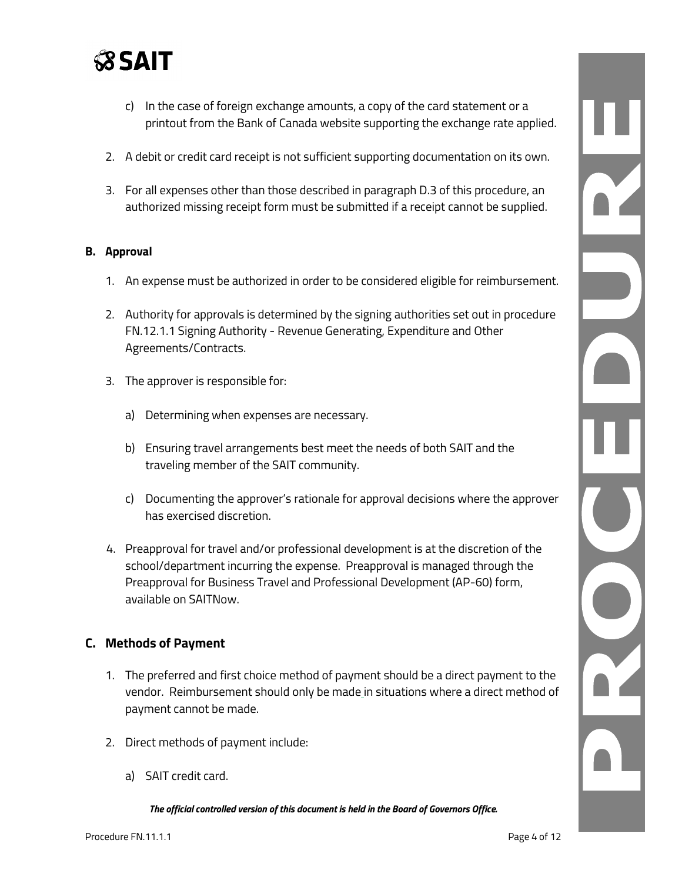c) In the case of foreign exchange amounts, a copy of the card statement or a printout from the Bank of Canada website supporting the exchange rate applied.

2. A debit or credit card receipt is not sufficient supporting documentation on its own.

3. For all expenses other than those described in paragraph D.3 of this procedure, an authorized missing receipt form must be submitted if a receipt cannot be supplied.

## B. Approval

1. An expense must be authorized in order to be considered eligible for reimbursement.

2. Authority for approvals is determined by the signing authorities set out in procedure FN.12.1.1 Signing Authority - Revenue Generating, Expenditure and Other Agreements/Contracts.

3. The approver is responsible for:

   a) Determining when expenses are necessary.

   b) Ensuring travel arrangements best meet the needs of both SAIT and the traveling member of the SAIT community.

   c) Documenting the approver's rationale for approval decisions where the approver has exercised discretion.

4. Preapproval for travel and/or professional development is at the discretion of the school/department incurring the expense. Preapproval is managed through the Preapproval for Business Travel and Professional Development (AP-60) form, available on SAITNow.

## C. Methods of Payment

1. The preferred and first choice method of payment should be a direct payment to the vendor. Reimbursement should only be made in situations where a direct method of payment cannot be made.

2. Direct methods of payment include:

   a) SAIT credit card.

*The official controlled version of this document is held in the Board of Governors Office.*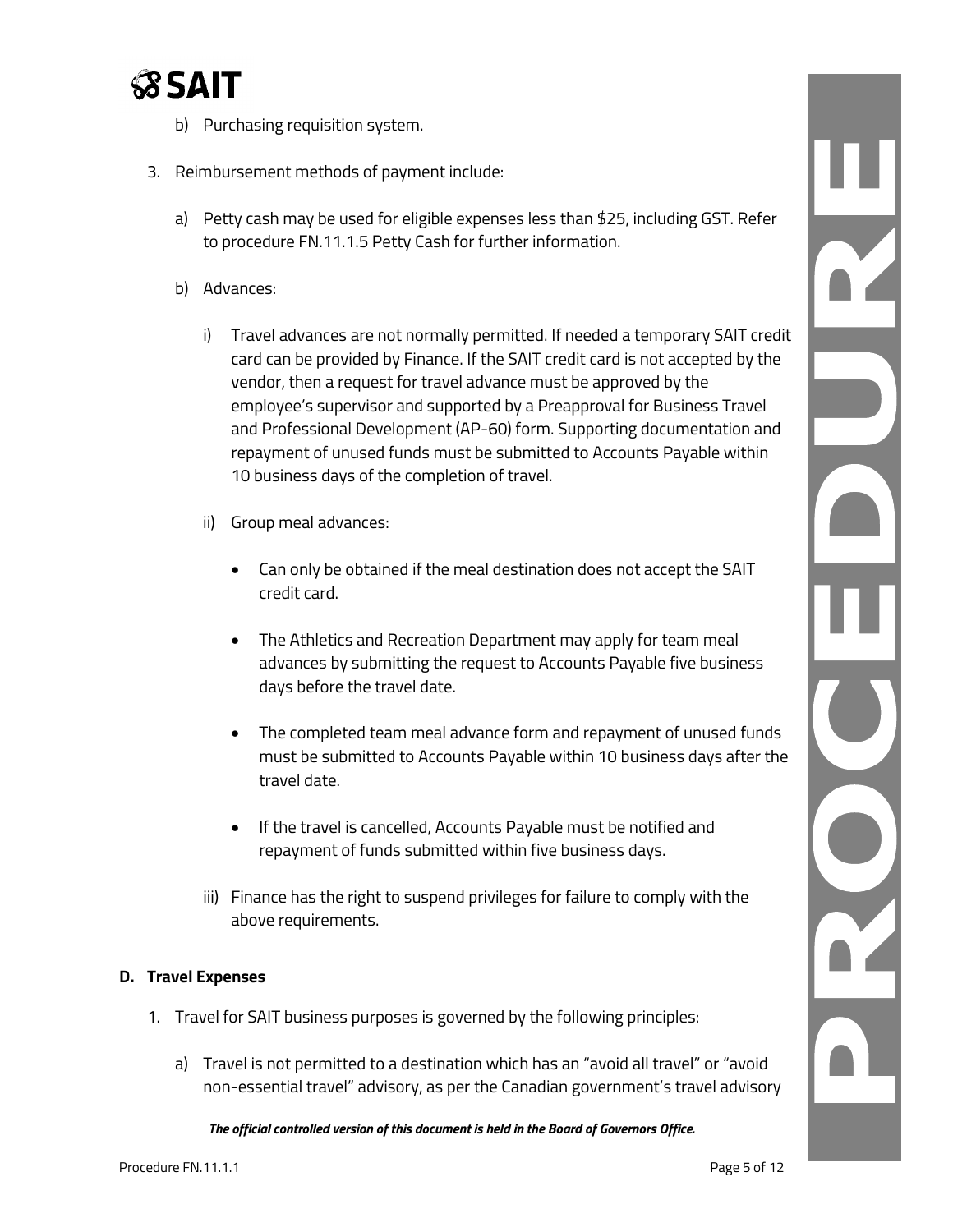b) Purchasing requisition system.

3. Reimbursement methods of payment include:

   a) Petty cash may be used for eligible expenses less than $25, including GST. Refer to procedure FN.11.1.5 Petty Cash for further information.

   b) Advances:

      i) Travel advances are not normally permitted. If needed a temporary SAIT credit card can be provided by Finance. If the SAIT credit card is not accepted by the vendor, then a request for travel advance must be approved by the employee's supervisor and supported by a Preapproval for Business Travel and Professional Development (AP-60) form. Supporting documentation and repayment of unused funds must be submitted to Accounts Payable within 10 business days of the completion of travel.

      ii) Group meal advances:

         - Can only be obtained if the meal destination does not accept the SAIT credit card.
         - The Athletics and Recreation Department may apply for team meal advances by submitting the request to Accounts Payable five business days before the travel date.
         - The completed team meal advance form and repayment of unused funds must be submitted to Accounts Payable within 10 business days after the travel date.
         - If the travel is cancelled, Accounts Payable must be notified and repayment of funds submitted within five business days.

      iii) Finance has the right to suspend privileges for failure to comply with the above requirements.

## D. Travel Expenses

1. Travel for SAIT business purposes is governed by the following principles:

   a) Travel is not permitted to a destination which has an "avoid all travel" or "avoid non-essential travel" advisory, as per the Canadian government's travel advisory

*The official controlled version of this document is held in the Board of Governors Office.*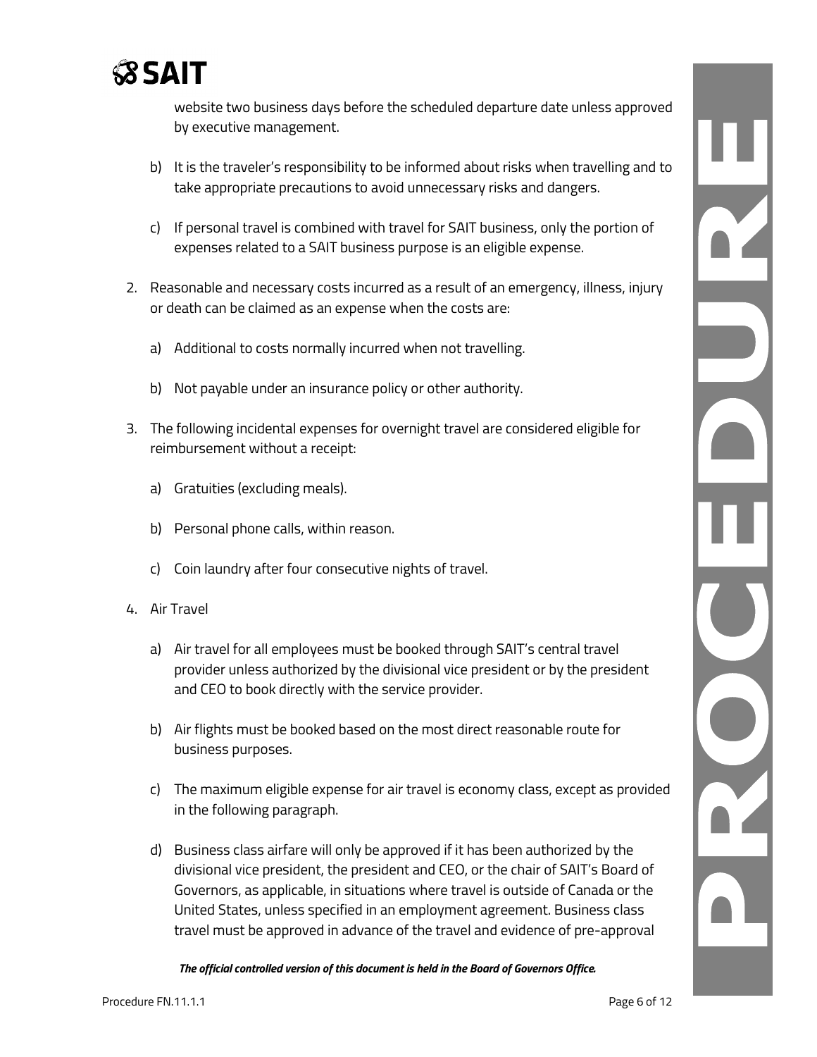website two business days before the scheduled departure date unless approved by executive management.

b) It is the traveler's responsibility to be informed about risks when travelling and to take appropriate precautions to avoid unnecessary risks and dangers.

c) If personal travel is combined with travel for SAIT business, only the portion of expenses related to a SAIT business purpose is an eligible expense.

2. Reasonable and necessary costs incurred as a result of an emergency, illness, injury or death can be claimed as an expense when the costs are:

   a) Additional to costs normally incurred when not travelling.

   b) Not payable under an insurance policy or other authority.

3. The following incidental expenses for overnight travel are considered eligible for reimbursement without a receipt:

   a) Gratuities (excluding meals).

   b) Personal phone calls, within reason.

   c) Coin laundry after four consecutive nights of travel.

4. Air Travel

   a) Air travel for all employees must be booked through SAIT's central travel provider unless authorized by the divisional vice president or by the president and CEO to book directly with the service provider.

   b) Air flights must be booked based on the most direct reasonable route for business purposes.

   c) The maximum eligible expense for air travel is economy class, except as provided in the following paragraph.

   d) Business class airfare will only be approved if it has been authorized by the divisional vice president, the president and CEO, or the chair of SAIT's Board of Governors, as applicable, in situations where travel is outside of Canada or the United States, unless specified in an employment agreement. Business class travel must be approved in advance of the travel and evidence of pre-approval

*The official controlled version of this document is held in the Board of Governors Office.*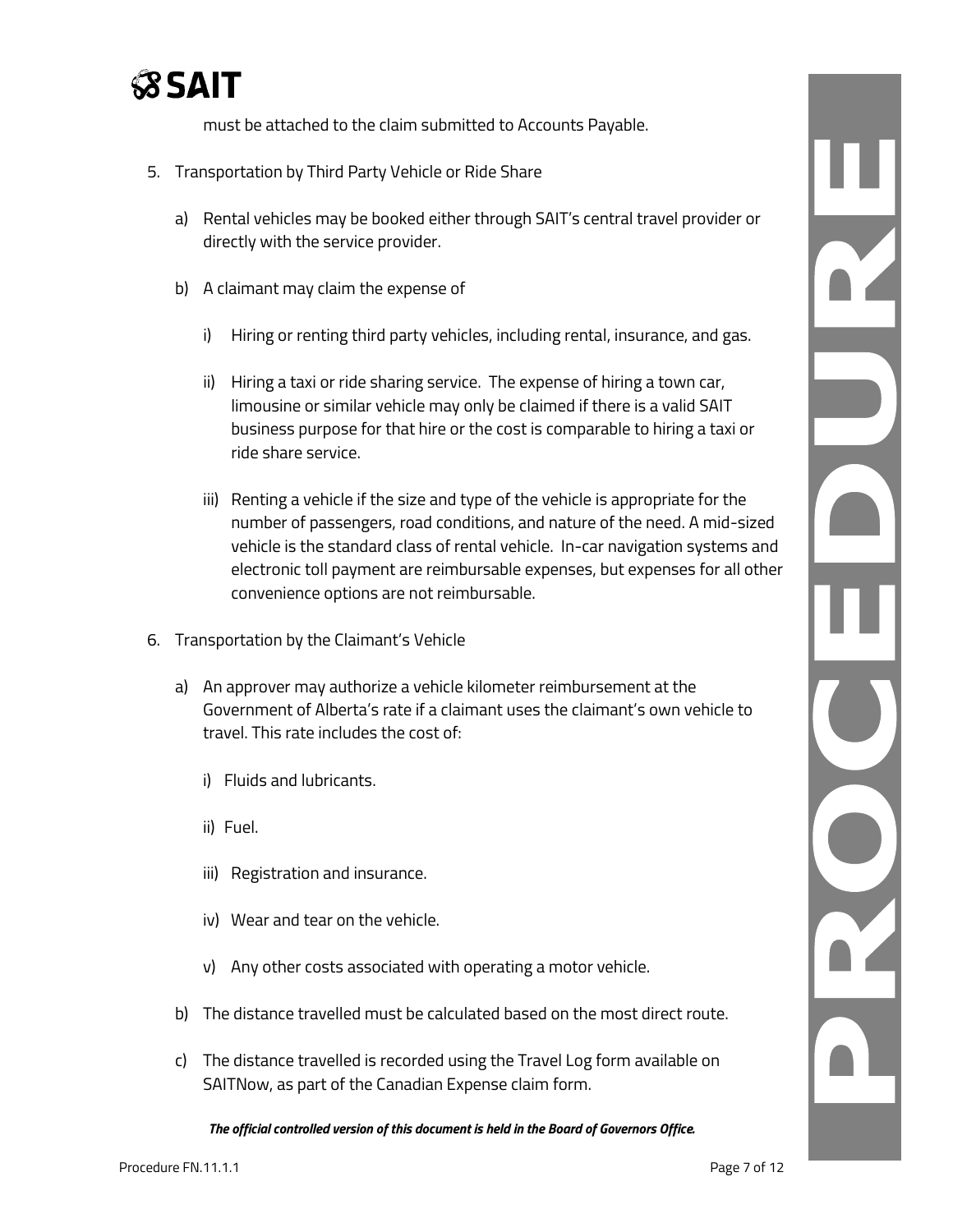must be attached to the claim submitted to Accounts Payable.

5. Transportation by Third Party Vehicle or Ride Share

   a) Rental vehicles may be booked either through SAIT's central travel provider or directly with the service provider.

   b) A claimant may claim the expense of

      i) Hiring or renting third party vehicles, including rental, insurance, and gas.

      ii) Hiring a taxi or ride sharing service. The expense of hiring a town car, limousine or similar vehicle may only be claimed if there is a valid SAIT business purpose for that hire or the cost is comparable to hiring a taxi or ride share service.

      iii) Renting a vehicle if the size and type of the vehicle is appropriate for the number of passengers, road conditions, and nature of the need. A mid-sized vehicle is the standard class of rental vehicle. In-car navigation systems and electronic toll payment are reimbursable expenses, but expenses for all other convenience options are not reimbursable.

6. Transportation by the Claimant's Vehicle

   a) An approver may authorize a vehicle kilometer reimbursement at the Government of Alberta's rate if a claimant uses the claimant's own vehicle to travel. This rate includes the cost of:

      i) Fluids and lubricants.

      ii) Fuel.

      iii) Registration and insurance.

      iv) Wear and tear on the vehicle.

      v) Any other costs associated with operating a motor vehicle.

   b) The distance travelled must be calculated based on the most direct route.

   c) The distance travelled is recorded using the Travel Log form available on SAITNow, as part of the Canadian Expense claim form.

*The official controlled version of this document is held in the Board of Governors Office.*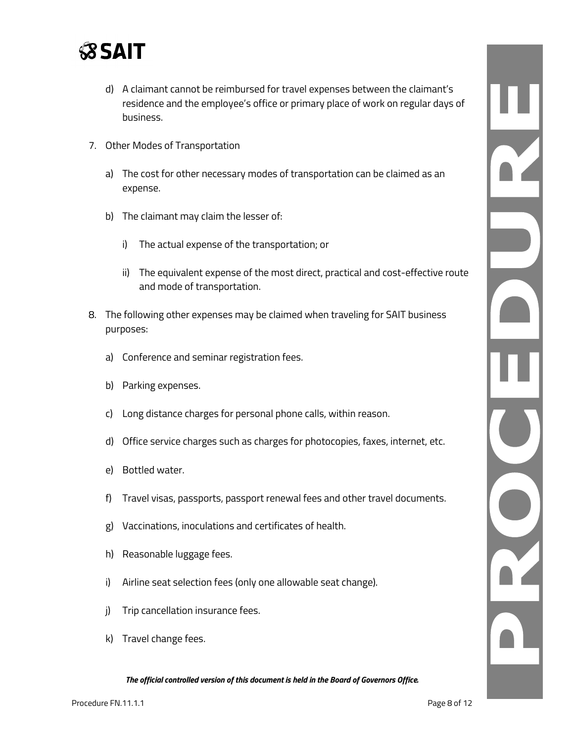d) A claimant cannot be reimbursed for travel expenses between the claimant's residence and the employee's office or primary place of work on regular days of business.

7. Other Modes of Transportation

   a) The cost for other necessary modes of transportation can be claimed as an expense.

   b) The claimant may claim the lesser of:

      i) The actual expense of the transportation; or

      ii) The equivalent expense of the most direct, practical and cost-effective route and mode of transportation.

8. The following other expenses may be claimed when traveling for SAIT business purposes:

   a) Conference and seminar registration fees.

   b) Parking expenses.

   c) Long distance charges for personal phone calls, within reason.

   d) Office service charges such as charges for photocopies, faxes, internet, etc.

   e) Bottled water.

   f) Travel visas, passports, passport renewal fees and other travel documents.

   g) Vaccinations, inoculations and certificates of health.

   h) Reasonable luggage fees.

   i) Airline seat selection fees (only one allowable seat change).

   j) Trip cancellation insurance fees.

   k) Travel change fees.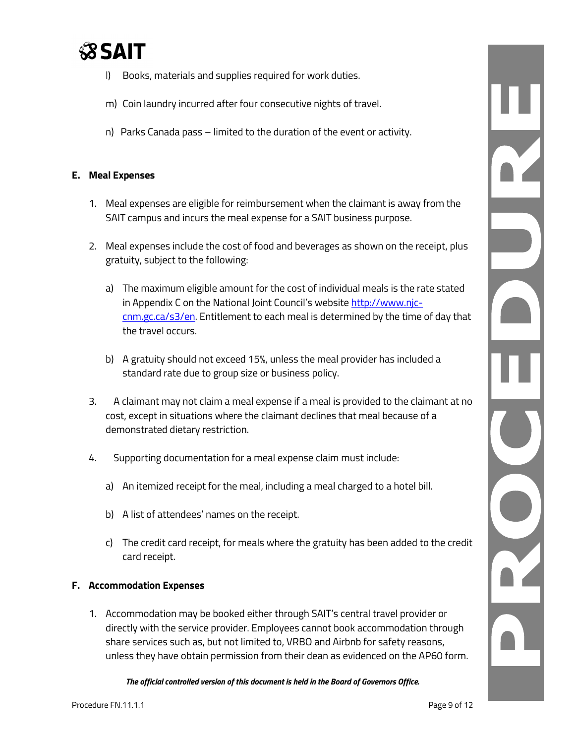l) Books, materials and supplies required for work duties.

m) Coin laundry incurred after four consecutive nights of travel.

n) Parks Canada pass – limited to the duration of the event or activity.

**E. Meal Expenses**

1. Meal expenses are eligible for reimbursement when the claimant is away from the SAIT campus and incurs the meal expense for a SAIT business purpose.

2. Meal expenses include the cost of food and beverages as shown on the receipt, plus gratuity, subject to the following:

   a) The maximum eligible amount for the cost of individual meals is the rate stated in Appendix C on the National Joint Council's website [http://www.njc-cnm.gc.ca/s3/en](http://www.njc-cnm.gc.ca/s3/en). Entitlement to each meal is determined by the time of day that the travel occurs.

   b) A gratuity should not exceed 15%, unless the meal provider has included a standard rate due to group size or business policy.

3. A claimant may not claim a meal expense if a meal is provided to the claimant at no cost, except in situations where the claimant declines that meal because of a demonstrated dietary restriction.

4. Supporting documentation for a meal expense claim must include:

   a) An itemized receipt for the meal, including a meal charged to a hotel bill.

   b) A list of attendees' names on the receipt.

   c) The credit card receipt, for meals where the gratuity has been added to the credit card receipt.

**F. Accommodation Expenses**

1. Accommodation may be booked either through SAIT's central travel provider or directly with the service provider. Employees cannot book accommodation through share services such as, but not limited to, VRBO and Airbnb for safety reasons, unless they have obtain permission from their dean as evidenced on the AP60 form.

***The official controlled version of this document is held in the Board of Governors Office.***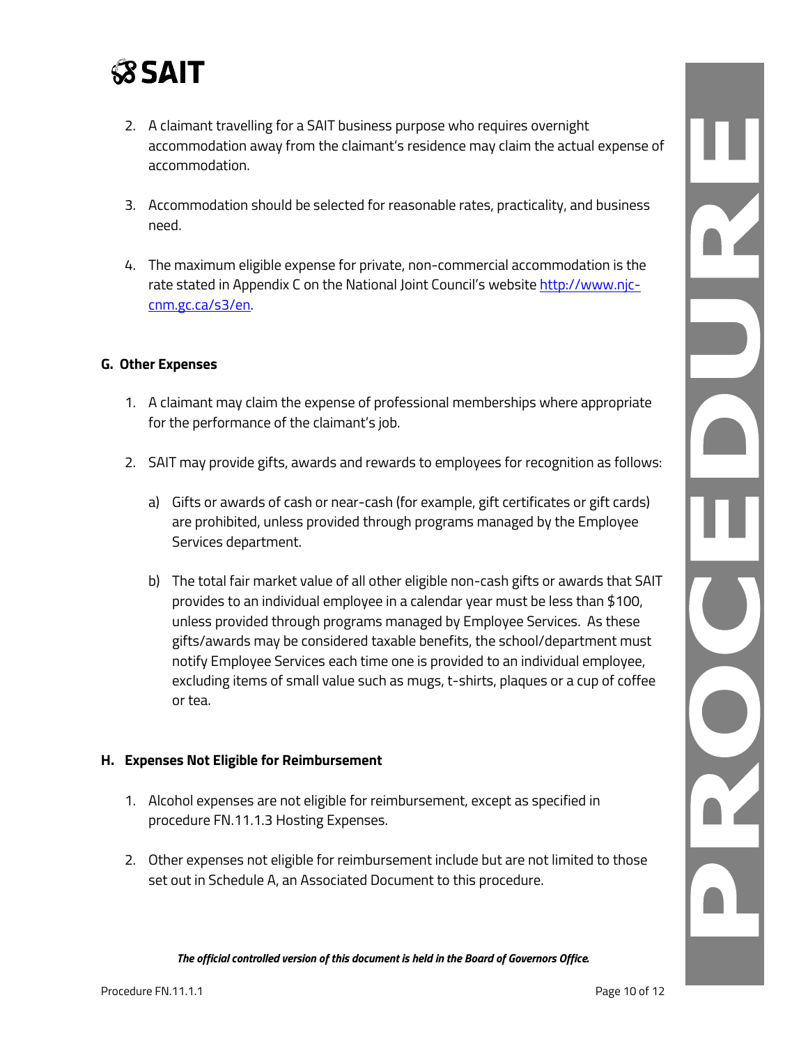2. A claimant travelling for a SAIT business purpose who requires overnight accommodation away from the claimant's residence may claim the actual expense of accommodation.

3. Accommodation should be selected for reasonable rates, practicality, and business need.

4. The maximum eligible expense for private, non-commercial accommodation is the rate stated in Appendix C on the National Joint Council's website [http://www.njc-cnm.gc.ca/s3/en](http://www.njc-cnm.gc.ca/s3/en).

### G. Other Expenses

1. A claimant may claim the expense of professional memberships where appropriate for the performance of the claimant's job.

2. SAIT may provide gifts, awards and rewards to employees for recognition as follows:

   a) Gifts or awards of cash or near-cash (for example, gift certificates or gift cards) are prohibited, unless provided through programs managed by the Employee Services department.

   b) The total fair market value of all other eligible non-cash gifts or awards that SAIT provides to an individual employee in a calendar year must be less than $100, unless provided through programs managed by Employee Services. As these gifts/awards may be considered taxable benefits, the school/department must notify Employee Services each time one is provided to an individual employee, excluding items of small value such as mugs, t-shirts, plaques or a cup of coffee or tea.

### H. Expenses Not Eligible for Reimbursement

1. Alcohol expenses are not eligible for reimbursement, except as specified in procedure FN.11.1.3 Hosting Expenses.

2. Other expenses not eligible for reimbursement include but are not limited to those set out in Schedule A, an Associated Document to this procedure.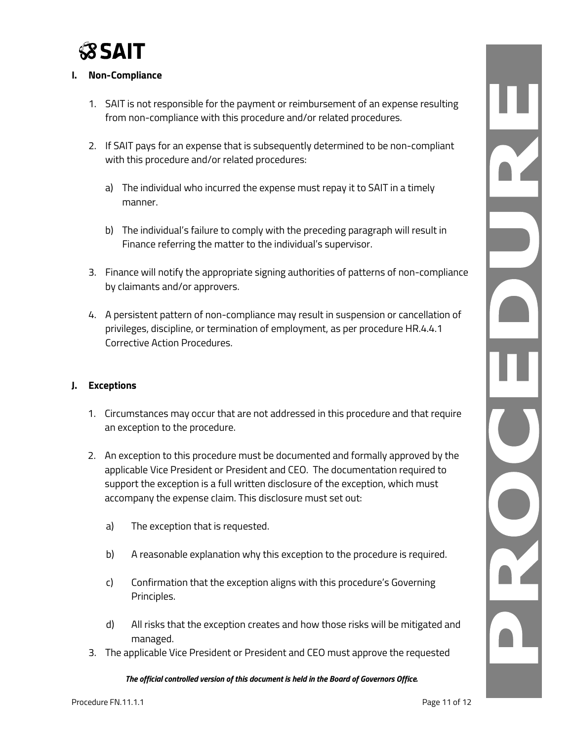## I. Non-Compliance

1. SAIT is not responsible for the payment or reimbursement of an expense resulting from non-compliance with this procedure and/or related procedures.

2. If SAIT pays for an expense that is subsequently determined to be non-compliant with this procedure and/or related procedures:

    a) The individual who incurred the expense must repay it to SAIT in a timely manner.

    b) The individual's failure to comply with the preceding paragraph will result in Finance referring the matter to the individual's supervisor.

3. Finance will notify the appropriate signing authorities of patterns of non-compliance by claimants and/or approvers.

4. A persistent pattern of non-compliance may result in suspension or cancellation of privileges, discipline, or termination of employment, as per procedure HR.4.4.1 Corrective Action Procedures.

## J. Exceptions

1. Circumstances may occur that are not addressed in this procedure and that require an exception to the procedure.

2. An exception to this procedure must be documented and formally approved by the applicable Vice President or President and CEO. The documentation required to support the exception is a full written disclosure of the exception, which must accompany the expense claim. This disclosure must set out:

    a) The exception that is requested.

    b) A reasonable explanation why this exception to the procedure is required.

    c) Confirmation that the exception aligns with this procedure's Governing Principles.

    d) All risks that the exception creates and how those risks will be mitigated and managed.

3. The applicable Vice President or President and CEO must approve the requested

*The official controlled version of this document is held in the Board of Governors Office.*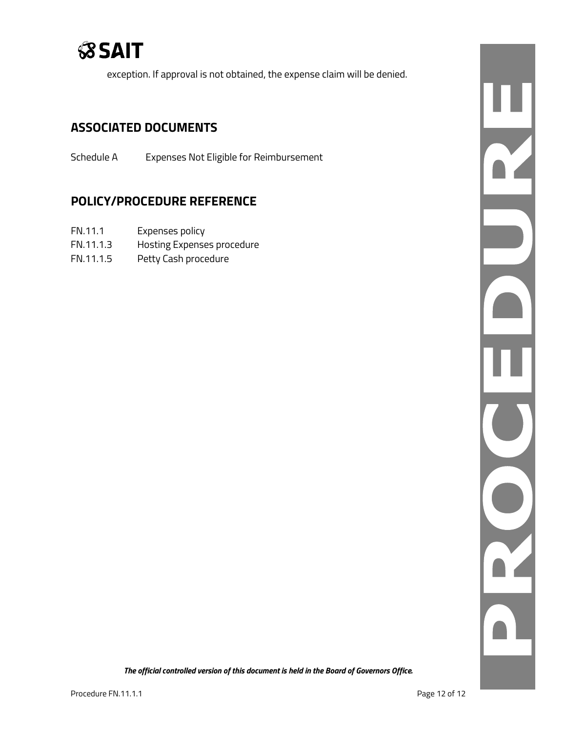exception. If approval is not obtained, the expense claim will be denied.

## ASSOCIATED DOCUMENTS

| | |
|---|---|
| Schedule A | Expenses Not Eligible for Reimbursement |

## POLICY/PROCEDURE REFERENCE

| | |
|---|---|
| FN.11.1 | Expenses policy |
| FN.11.1.3 | Hosting Expenses procedure |
| FN.11.1.5 | Petty Cash procedure |

***The official controlled version of this document is held in the Board of Governors Office.***